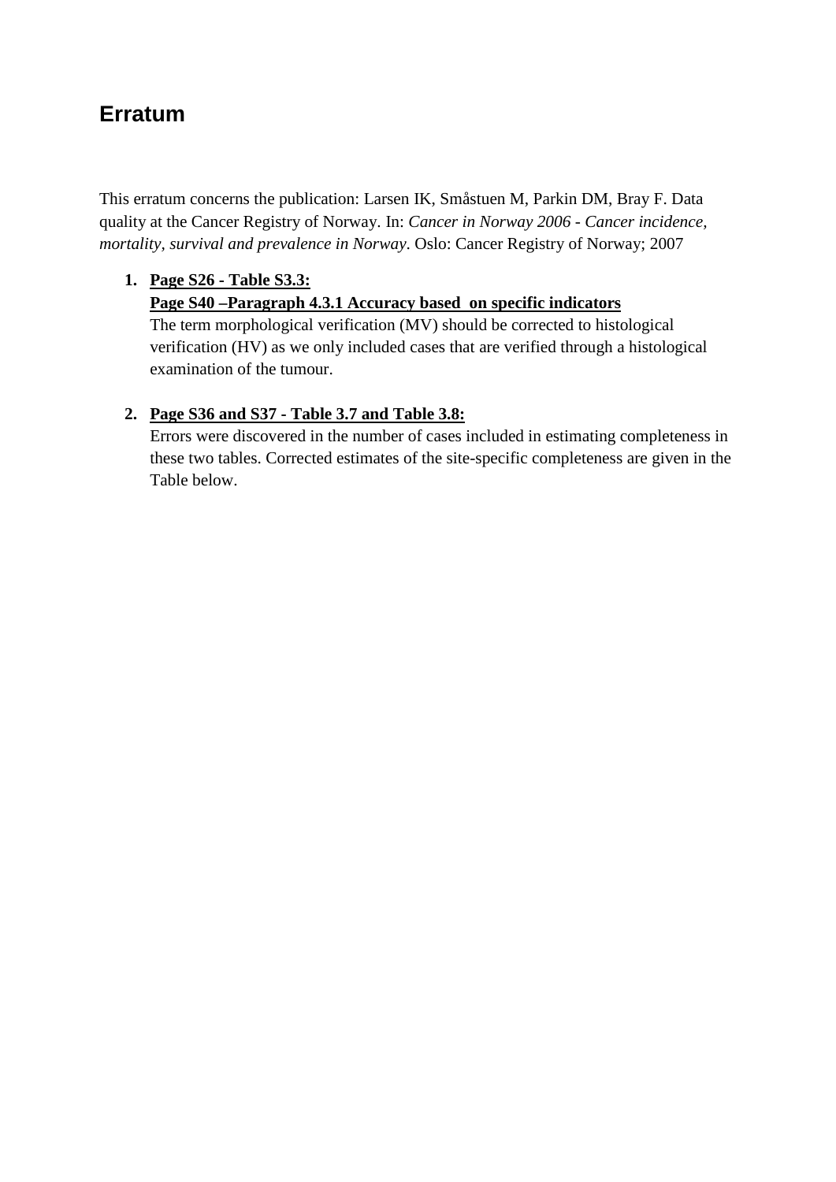# Erratum

This erratum concerns the publication: Larsen IK, Småstuen M, Parkin DM, Bray F. Data quality at the Cancer Registry of Norway. In: *Cancer in Norway 2006 - Cancer incidence, mortality, survival and prevalence in Norway*. Oslo: Cancer Registry of Norway; 2007

1. **Page S26 - Table S3.3:**
   **Page S40 –Paragraph 4.3.1 Accuracy based on specific indicators**
   The term morphological verification (MV) should be corrected to histological verification (HV) as we only included cases that are verified through a histological examination of the tumour.

2. **Page S36 and S37 - Table 3.7 and Table 3.8:**
   Errors were discovered in the number of cases included in estimating completeness in these two tables. Corrected estimates of the site-specific completeness are given in the Table below.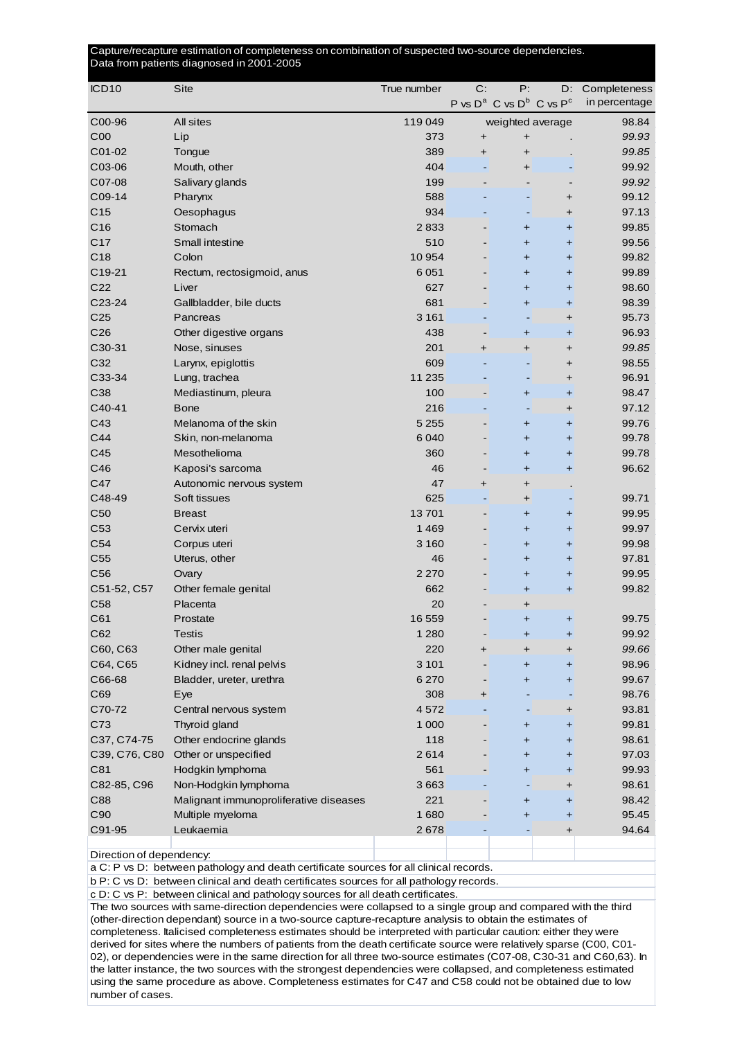Capture/recapture estimation of completeness on combination of suspected two-source dependencies. Data from patients diagnosed in 2001-2005

| ICD10 | Site | True number | C: P vs D[a] | P: C vs D[b] | D: C vs P[c] | Completeness in percentage |
|---|---|---|---|---|---|---|
| C00-96 | All sites | 119 049 | weighted average | | | 98.84 |
| C00 | Lip | 373 | + | + | . | *99.93* |
| C01-02 | Tongue | 389 | + | + | . | *99.85* |
| C03-06 | Mouth, other | 404 | - | + | - | 99.92 |
| C07-08 | Salivary glands | 199 | - | - | - | *99.92* |
| C09-14 | Pharynx | 588 | - | - | + | 99.12 |
| C15 | Oesophagus | 934 | - | - | + | 97.13 |
| C16 | Stomach | 2 833 | - | + | + | 99.85 |
| C17 | Small intestine | 510 | - | + | + | 99.56 |
| C18 | Colon | 10 954 | - | + | + | 99.82 |
| C19-21 | Rectum, rectosigmoid, anus | 6 051 | - | + | + | 99.89 |
| C22 | Liver | 627 | - | + | + | 98.60 |
| C23-24 | Gallbladder, bile ducts | 681 | - | + | + | 98.39 |
| C25 | Pancreas | 3 161 | - | - | + | 95.73 |
| C26 | Other digestive organs | 438 | - | + | + | 96.93 |
| C30-31 | Nose, sinuses | 201 | + | + | + | *99.85* |
| C32 | Larynx, epiglottis | 609 | - | - | + | 98.55 |
| C33-34 | Lung, trachea | 11 235 | - | - | + | 96.91 |
| C38 | Mediastinum, pleura | 100 | - | + | + | 98.47 |
| C40-41 | Bone | 216 | - | - | + | 97.12 |
| C43 | Melanoma of the skin | 5 255 | - | + | + | 99.76 |
| C44 | Skin, non-melanoma | 6 040 | - | + | + | 99.78 |
| C45 | Mesothelioma | 360 | - | + | + | 99.78 |
| C46 | Kaposi's sarcoma | 46 | - | + | + | 96.62 |
| C47 | Autonomic nervous system | 47 | + | + | . | |
| C48-49 | Soft tissues | 625 | - | + | - | 99.71 |
| C50 | Breast | 13 701 | - | + | + | 99.95 |
| C53 | Cervix uteri | 1 469 | - | + | + | 99.97 |
| C54 | Corpus uteri | 3 160 | - | + | + | 99.98 |
| C55 | Uterus, other | 46 | - | + | + | 97.81 |
| C56 | Ovary | 2 270 | - | + | + | 99.95 |
| C51-52, C57 | Other female genital | 662 | - | + | + | 99.82 |
| C58 | Placenta | 20 | - | + | | |
| C61 | Prostate | 16 559 | - | + | + | 99.75 |
| C62 | Testis | 1 280 | - | + | + | 99.92 |
| C60, C63 | Other male genital | 220 | + | + | + | *99.66* |
| C64, C65 | Kidney incl. renal pelvis | 3 101 | - | + | + | 98.96 |
| C66-68 | Bladder, ureter, urethra | 6 270 | - | + | + | 99.67 |
| C69 | Eye | 308 | + | - | - | 98.76 |
| C70-72 | Central nervous system | 4 572 | - | - | + | 93.81 |
| C73 | Thyroid gland | 1 000 | - | + | + | 99.81 |
| C37, C74-75 | Other endocrine glands | 118 | - | + | + | 98.61 |
| C39, C76, C80 | Other or unspecified | 2 614 | - | + | + | 97.03 |
| C81 | Hodgkin lymphoma | 561 | - | + | + | 99.93 |
| C82-85, C96 | Non-Hodgkin lymphoma | 3 663 | - | - | + | 98.61 |
| C88 | Malignant immunoproliferative diseases | 221 | - | + | + | 98.42 |
| C90 | Multiple myeloma | 1 680 | - | + | + | 95.45 |
| C91-95 | Leukaemia | 2 678 | - | - | + | 94.64 |

Direction of dependency:

a C: P vs D: between pathology and death certificate sources for all clinical records.

b P: C vs D: between clinical and death certificates sources for all pathology records.

c D: C vs P: between clinical and pathology sources for all death certificates.

The two sources with same-direction dependencies were collapsed to a single group and compared with the third (other-direction dependant) source in a two-source capture-recapture analysis to obtain the estimates of completeness. Italicised completeness estimates should be interpreted with particular caution: either they were derived for sites where the numbers of patients from the death certificate source were relatively sparse (C00, C01-02), or dependencies were in the same direction for all three two-source estimates (C07-08, C30-31 and C60,63). In the latter instance, the two sources with the strongest dependencies were collapsed, and completeness estimated using the same procedure as above. Completeness estimates for C47 and C58 could not be obtained due to low number of cases.